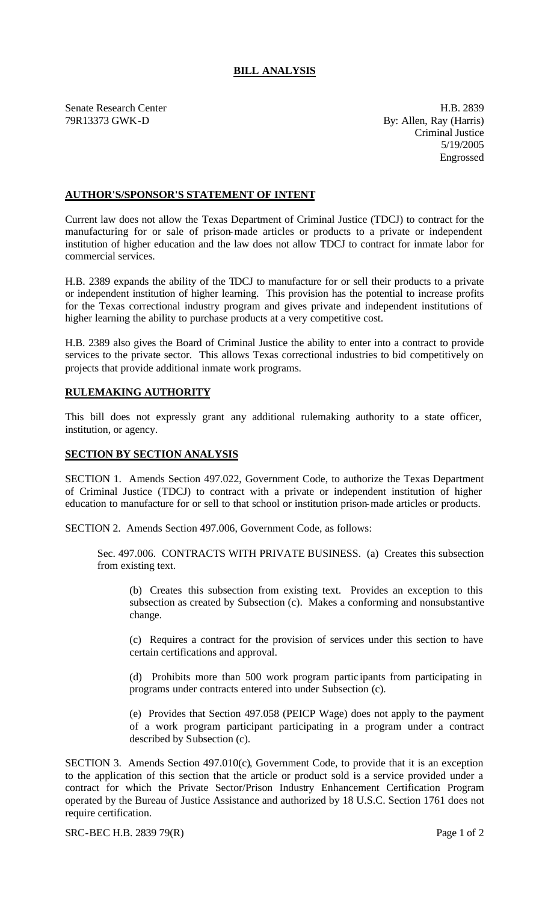# BILL ANALYSIS

Senate Research Center
79R13373 GWK-D

H.B. 2839
By: Allen, Ray (Harris)
Criminal Justice
5/19/2005
Engrossed

## AUTHOR'S/SPONSOR'S STATEMENT OF INTENT

Current law does not allow the Texas Department of Criminal Justice (TDCJ) to contract for the manufacturing for or sale of prison-made articles or products to a private or independent institution of higher education and the law does not allow TDCJ to contract for inmate labor for commercial services.

H.B. 2389 expands the ability of the TDCJ to manufacture for or sell their products to a private or independent institution of higher learning. This provision has the potential to increase profits for the Texas correctional industry program and gives private and independent institutions of higher learning the ability to purchase products at a very competitive cost.

H.B. 2389 also gives the Board of Criminal Justice the ability to enter into a contract to provide services to the private sector. This allows Texas correctional industries to bid competitively on projects that provide additional inmate work programs.

## RULEMAKING AUTHORITY

This bill does not expressly grant any additional rulemaking authority to a state officer, institution, or agency.

## SECTION BY SECTION ANALYSIS

SECTION 1. Amends Section 497.022, Government Code, to authorize the Texas Department of Criminal Justice (TDCJ) to contract with a private or independent institution of higher education to manufacture for or sell to that school or institution prison-made articles or products.

SECTION 2. Amends Section 497.006, Government Code, as follows:

Sec. 497.006. CONTRACTS WITH PRIVATE BUSINESS. (a) Creates this subsection from existing text.

(b) Creates this subsection from existing text. Provides an exception to this subsection as created by Subsection (c). Makes a conforming and nonsubstantive change.

(c) Requires a contract for the provision of services under this section to have certain certifications and approval.

(d) Prohibits more than 500 work program participants from participating in programs under contracts entered into under Subsection (c).

(e) Provides that Section 497.058 (PEICP Wage) does not apply to the payment of a work program participant participating in a program under a contract described by Subsection (c).

SECTION 3. Amends Section 497.010(c), Government Code, to provide that it is an exception to the application of this section that the article or product sold is a service provided under a contract for which the Private Sector/Prison Industry Enhancement Certification Program operated by the Bureau of Justice Assistance and authorized by 18 U.S.C. Section 1761 does not require certification.

SRC-BEC H.B. 2839 79(R)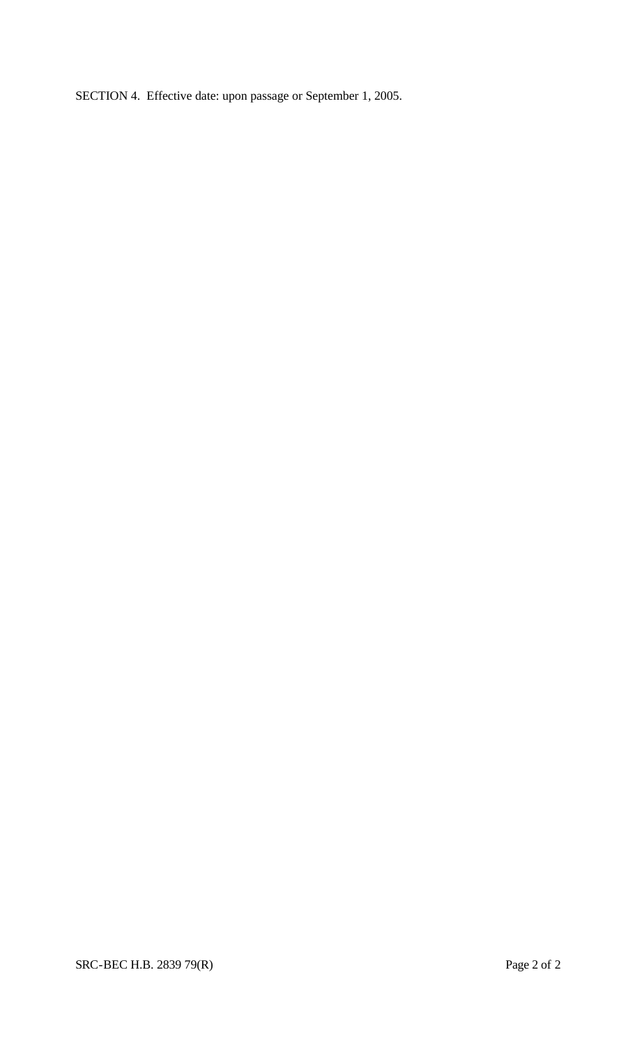SECTION 4. Effective date: upon passage or September 1, 2005.